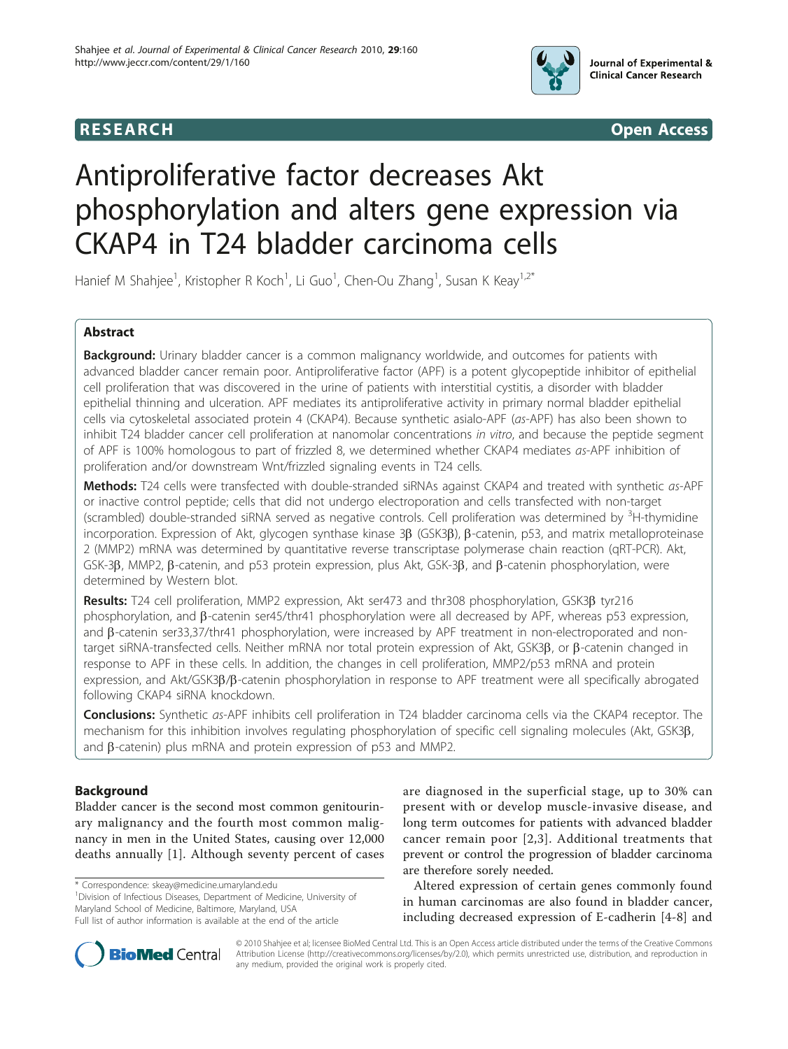RESEARCH Open Access

# Antiproliferative factor decreases Akt phosphorylation and alters gene expression via CKAP4 in T24 bladder carcinoma cells

Hanief M Shahjee[1], Kristopher R Koch[1], Li Guo[1], Chen-Ou Zhang[1], Susan K Keay[1,2*]

## Abstract

**Background:** Urinary bladder cancer is a common malignancy worldwide, and outcomes for patients with advanced bladder cancer remain poor. Antiproliferative factor (APF) is a potent glycopeptide inhibitor of epithelial cell proliferation that was discovered in the urine of patients with interstitial cystitis, a disorder with bladder epithelial thinning and ulceration. APF mediates its antiproliferative activity in primary normal bladder epithelial cells via cytoskeletal associated protein 4 (CKAP4). Because synthetic asialo-APF (*as*-APF) has also been shown to inhibit T24 bladder cancer cell proliferation at nanomolar concentrations *in vitro*, and because the peptide segment of APF is 100% homologous to part of frizzled 8, we determined whether CKAP4 mediates *as*-APF inhibition of proliferation and/or downstream Wnt/frizzled signaling events in T24 cells.

**Methods:** T24 cells were transfected with double-stranded siRNAs against CKAP4 and treated with synthetic *as*-APF or inactive control peptide; cells that did not undergo electroporation and cells transfected with non-target (scrambled) double-stranded siRNA served as negative controls. Cell proliferation was determined by $^{3}$H-thymidine incorporation. Expression of Akt, glycogen synthase kinase 3β (GSK3β), β-catenin, p53, and matrix metalloproteinase 2 (MMP2) mRNA was determined by quantitative reverse transcriptase polymerase chain reaction (qRT-PCR). Akt, GSK-3β, MMP2, β-catenin, and p53 protein expression, plus Akt, GSK-3β, and β-catenin phosphorylation, were determined by Western blot.

**Results:** T24 cell proliferation, MMP2 expression, Akt ser473 and thr308 phosphorylation, GSK3β tyr216 phosphorylation, and β-catenin ser45/thr41 phosphorylation were all decreased by APF, whereas p53 expression, and β-catenin ser33,37/thr41 phosphorylation, were increased by APF treatment in non-electroporated and non-target siRNA-transfected cells. Neither mRNA nor total protein expression of Akt, GSK3β, or β-catenin changed in response to APF in these cells. In addition, the changes in cell proliferation, MMP2/p53 mRNA and protein expression, and Akt/GSK3β/β-catenin phosphorylation in response to APF treatment were all specifically abrogated following CKAP4 siRNA knockdown.

**Conclusions:** Synthetic *as*-APF inhibits cell proliferation in T24 bladder carcinoma cells via the CKAP4 receptor. The mechanism for this inhibition involves regulating phosphorylation of specific cell signaling molecules (Akt, GSK3β, and β-catenin) plus mRNA and protein expression of p53 and MMP2.

## Background

Bladder cancer is the second most common genitourinary malignancy and the fourth most common malignancy in men in the United States, causing over 12,000 deaths annually [1]. Although seventy percent of cases are diagnosed in the superficial stage, up to 30% can present with or develop muscle-invasive disease, and long term outcomes for patients with advanced bladder cancer remain poor [2,3]. Additional treatments that prevent or control the progression of bladder carcinoma are therefore sorely needed.

Altered expression of certain genes commonly found in human carcinomas are also found in bladder cancer, including decreased expression of E-cadherin [4-8] and

\* Correspondence: skeay@medicine.umaryland.edu
[1]Division of Infectious Diseases, Department of Medicine, University of Maryland School of Medicine, Baltimore, Maryland, USA
Full list of author information is available at the end of the article

© 2010 Shahjee et al; licensee BioMed Central Ltd. This is an Open Access article distributed under the terms of the Creative Commons Attribution License (http://creativecommons.org/licenses/by/2.0), which permits unrestricted use, distribution, and reproduction in any medium, provided the original work is properly cited.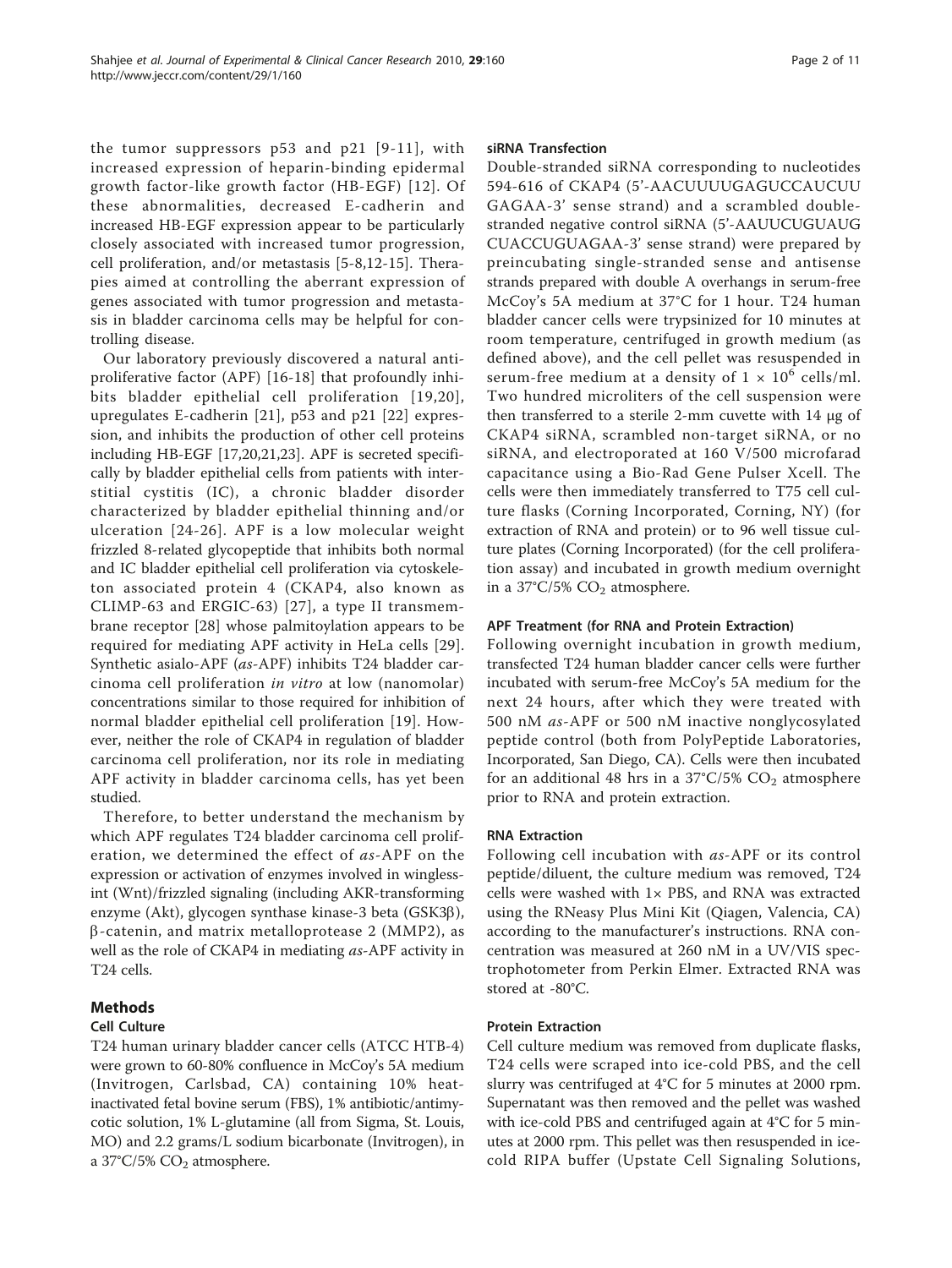the tumor suppressors p53 and p21 [9-11], with increased expression of heparin-binding epidermal growth factor-like growth factor (HB-EGF) [12]. Of these abnormalities, decreased E-cadherin and increased HB-EGF expression appear to be particularly closely associated with increased tumor progression, cell proliferation, and/or metastasis [5-8,12-15]. Therapies aimed at controlling the aberrant expression of genes associated with tumor progression and metastasis in bladder carcinoma cells may be helpful for controlling disease.

Our laboratory previously discovered a natural antiproliferative factor (APF) [16-18] that profoundly inhibits bladder epithelial cell proliferation [19,20], upregulates E-cadherin [21], p53 and p21 [22] expression, and inhibits the production of other cell proteins including HB-EGF [17,20,21,23]. APF is secreted specifically by bladder epithelial cells from patients with interstitial cystitis (IC), a chronic bladder disorder characterized by bladder epithelial thinning and/or ulceration [24-26]. APF is a low molecular weight frizzled 8-related glycopeptide that inhibits both normal and IC bladder epithelial cell proliferation via cytoskeleton associated protein 4 (CKAP4, also known as CLIMP-63 and ERGIC-63) [27], a type II transmembrane receptor [28] whose palmitoylation appears to be required for mediating APF activity in HeLa cells [29]. Synthetic asialo-APF (*as*-APF) inhibits T24 bladder carcinoma cell proliferation *in vitro* at low (nanomolar) concentrations similar to those required for inhibition of normal bladder epithelial cell proliferation [19]. However, neither the role of CKAP4 in regulation of bladder carcinoma cell proliferation, nor its role in mediating APF activity in bladder carcinoma cells, has yet been studied.

Therefore, to better understand the mechanism by which APF regulates T24 bladder carcinoma cell proliferation, we determined the effect of *as*-APF on the expression or activation of enzymes involved in wingless-int (Wnt)/frizzled signaling (including AKR-transforming enzyme (Akt), glycogen synthase kinase-3 beta (GSK3β), β-catenin, and matrix metalloprotease 2 (MMP2), as well as the role of CKAP4 in mediating *as*-APF activity in T24 cells.

## Methods

### Cell Culture

T24 human urinary bladder cancer cells (ATCC HTB-4) were grown to 60-80% confluence in McCoy's 5A medium (Invitrogen, Carlsbad, CA) containing 10% heat-inactivated fetal bovine serum (FBS), 1% antibiotic/antimycotic solution, 1% L-glutamine (all from Sigma, St. Louis, MO) and 2.2 grams/L sodium bicarbonate (Invitrogen), in a 37°C/5% $CO_2$ atmosphere.

### siRNA Transfection

Double-stranded siRNA corresponding to nucleotides 594-616 of CKAP4 (5'-AACUUUUGAGUCCAUCUU GAGAA-3' sense strand) and a scrambled double-stranded negative control siRNA (5'-AAUUCUGUAUG CUACCUGUAGAA-3' sense strand) were prepared by preincubating single-stranded sense and antisense strands prepared with double A overhangs in serum-free McCoy's 5A medium at 37°C for 1 hour. T24 human bladder cancer cells were trypsinized for 10 minutes at room temperature, centrifuged in growth medium (as defined above), and the cell pellet was resuspended in serum-free medium at a density of $1 \times 10^6$ cells/ml. Two hundred microliters of the cell suspension were then transferred to a sterile 2-mm cuvette with 14 μg of CKAP4 siRNA, scrambled non-target siRNA, or no siRNA, and electroporated at 160 V/500 microfarad capacitance using a Bio-Rad Gene Pulser Xcell. The cells were then immediately transferred to T75 cell culture flasks (Corning Incorporated, Corning, NY) (for extraction of RNA and protein) or to 96 well tissue culture plates (Corning Incorporated) (for the cell proliferation assay) and incubated in growth medium overnight in a 37°C/5% $CO_2$ atmosphere.

### APF Treatment (for RNA and Protein Extraction)

Following overnight incubation in growth medium, transfected T24 human bladder cancer cells were further incubated with serum-free McCoy's 5A medium for the next 24 hours, after which they were treated with 500 nM *as*-APF or 500 nM inactive nonglycosylated peptide control (both from PolyPeptide Laboratories, Incorporated, San Diego, CA). Cells were then incubated for an additional 48 hrs in a 37°C/5% $CO_2$ atmosphere prior to RNA and protein extraction.

### RNA Extraction

Following cell incubation with *as*-APF or its control peptide/diluent, the culture medium was removed, T24 cells were washed with 1× PBS, and RNA was extracted using the RNeasy Plus Mini Kit (Qiagen, Valencia, CA) according to the manufacturer's instructions. RNA concentration was measured at 260 nM in a UV/VIS spectrophotometer from Perkin Elmer. Extracted RNA was stored at -80°C.

### Protein Extraction

Cell culture medium was removed from duplicate flasks, T24 cells were scraped into ice-cold PBS, and the cell slurry was centrifuged at 4°C for 5 minutes at 2000 rpm. Supernatant was then removed and the pellet was washed with ice-cold PBS and centrifuged again at 4°C for 5 minutes at 2000 rpm. This pellet was then resuspended in ice-cold RIPA buffer (Upstate Cell Signaling Solutions,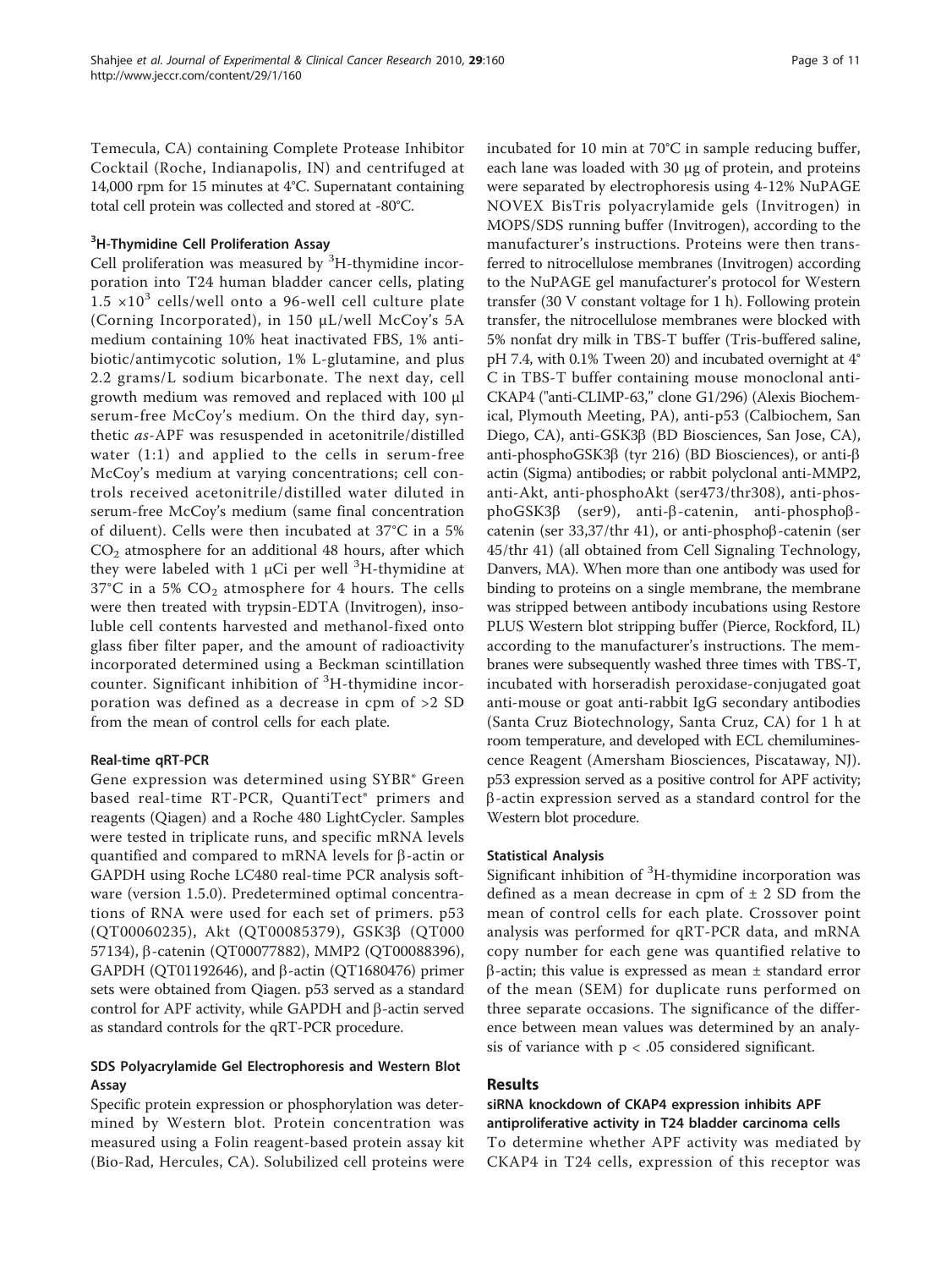Temecula, CA) containing Complete Protease Inhibitor Cocktail (Roche, Indianapolis, IN) and centrifuged at 14,000 rpm for 15 minutes at 4°C. Supernatant containing total cell protein was collected and stored at -80°C.

### $^3$H-Thymidine Cell Proliferation Assay

Cell proliferation was measured by $^3$H-thymidine incorporation into T24 human bladder cancer cells, plating $1.5 \times 10^3$ cells/well onto a 96-well cell culture plate (Corning Incorporated), in 150 μL/well McCoy's 5A medium containing 10% heat inactivated FBS, 1% antibiotic/antimycotic solution, 1% L-glutamine, and plus 2.2 grams/L sodium bicarbonate. The next day, cell growth medium was removed and replaced with 100 μl serum-free McCoy's medium. On the third day, synthetic *as*-APF was resuspended in acetonitrile/distilled water (1:1) and applied to the cells in serum-free McCoy's medium at varying concentrations; cell controls received acetonitrile/distilled water diluted in serum-free McCoy's medium (same final concentration of diluent). Cells were then incubated at 37°C in a 5% $CO_2$ atmosphere for an additional 48 hours, after which they were labeled with 1 μCi per well $^3$H-thymidine at 37°C in a 5% $CO_2$ atmosphere for 4 hours. The cells were then treated with trypsin-EDTA (Invitrogen), insoluble cell contents harvested and methanol-fixed onto glass fiber filter paper, and the amount of radioactivity incorporated determined using a Beckman scintillation counter. Significant inhibition of $^3$H-thymidine incorporation was defined as a decrease in cpm of >2 SD from the mean of control cells for each plate.

### Real-time qRT-PCR

Gene expression was determined using SYBR® Green based real-time RT-PCR, QuantiTect® primers and reagents (Qiagen) and a Roche 480 LightCycler. Samples were tested in triplicate runs, and specific mRNA levels quantified and compared to mRNA levels for β-actin or GAPDH using Roche LC480 real-time PCR analysis software (version 1.5.0). Predetermined optimal concentrations of RNA were used for each set of primers. p53 (QT00060235), Akt (QT00085379), GSK3β (QT00057134), β-catenin (QT00077882), MMP2 (QT00088396), GAPDH (QT01192646), and β-actin (QT1680476) primer sets were obtained from Qiagen. p53 served as a standard control for APF activity, while GAPDH and β-actin served as standard controls for the qRT-PCR procedure.

### SDS Polyacrylamide Gel Electrophoresis and Western Blot Assay

Specific protein expression or phosphorylation was determined by Western blot. Protein concentration was measured using a Folin reagent-based protein assay kit (Bio-Rad, Hercules, CA). Solubilized cell proteins were incubated for 10 min at 70°C in sample reducing buffer, each lane was loaded with 30 μg of protein, and proteins were separated by electrophoresis using 4-12% NuPAGE NOVEX BisTris polyacrylamide gels (Invitrogen) in MOPS/SDS running buffer (Invitrogen), according to the manufacturer's instructions. Proteins were then transferred to nitrocellulose membranes (Invitrogen) according to the NuPAGE gel manufacturer's protocol for Western transfer (30 V constant voltage for 1 h). Following protein transfer, the nitrocellulose membranes were blocked with 5% nonfat dry milk in TBS-T buffer (Tris-buffered saline, pH 7.4, with 0.1% Tween 20) and incubated overnight at 4°C in TBS-T buffer containing mouse monoclonal anti-CKAP4 ("anti-CLIMP-63," clone G1/296) (Alexis Biochemical, Plymouth Meeting, PA), anti-p53 (Calbiochem, San Diego, CA), anti-GSK3β (BD Biosciences, San Jose, CA), anti-phosphoGSK3β (tyr 216) (BD Biosciences), or anti-β actin (Sigma) antibodies; or rabbit polyclonal anti-MMP2, anti-Akt, anti-phosphoAkt (ser473/thr308), anti-phosphoGSK3β (ser9), anti-β-catenin, anti-phosphoβ-catenin (ser 33,37/thr 41), or anti-phosphoβ-catenin (ser 45/thr 41) (all obtained from Cell Signaling Technology, Danvers, MA). When more than one antibody was used for binding to proteins on a single membrane, the membrane was stripped between antibody incubations using Restore PLUS Western blot stripping buffer (Pierce, Rockford, IL) according to the manufacturer's instructions. The membranes were subsequently washed three times with TBS-T, incubated with horseradish peroxidase-conjugated goat anti-mouse or goat anti-rabbit IgG secondary antibodies (Santa Cruz Biotechnology, Santa Cruz, CA) for 1 h at room temperature, and developed with ECL chemiluminescence Reagent (Amersham Biosciences, Piscataway, NJ). p53 expression served as a positive control for APF activity; β-actin expression served as a standard control for the Western blot procedure.

### Statistical Analysis

Significant inhibition of $^3$H-thymidine incorporation was defined as a mean decrease in cpm of ± 2 SD from the mean of control cells for each plate. Crossover point analysis was performed for qRT-PCR data, and mRNA copy number for each gene was quantified relative to β-actin; this value is expressed as mean ± standard error of the mean (SEM) for duplicate runs performed on three separate occasions. The significance of the difference between mean values was determined by an analysis of variance with $p < .05$ considered significant.

## Results

### siRNA knockdown of CKAP4 expression inhibits APF antiproliferative activity in T24 bladder carcinoma cells

To determine whether APF activity was mediated by CKAP4 in T24 cells, expression of this receptor was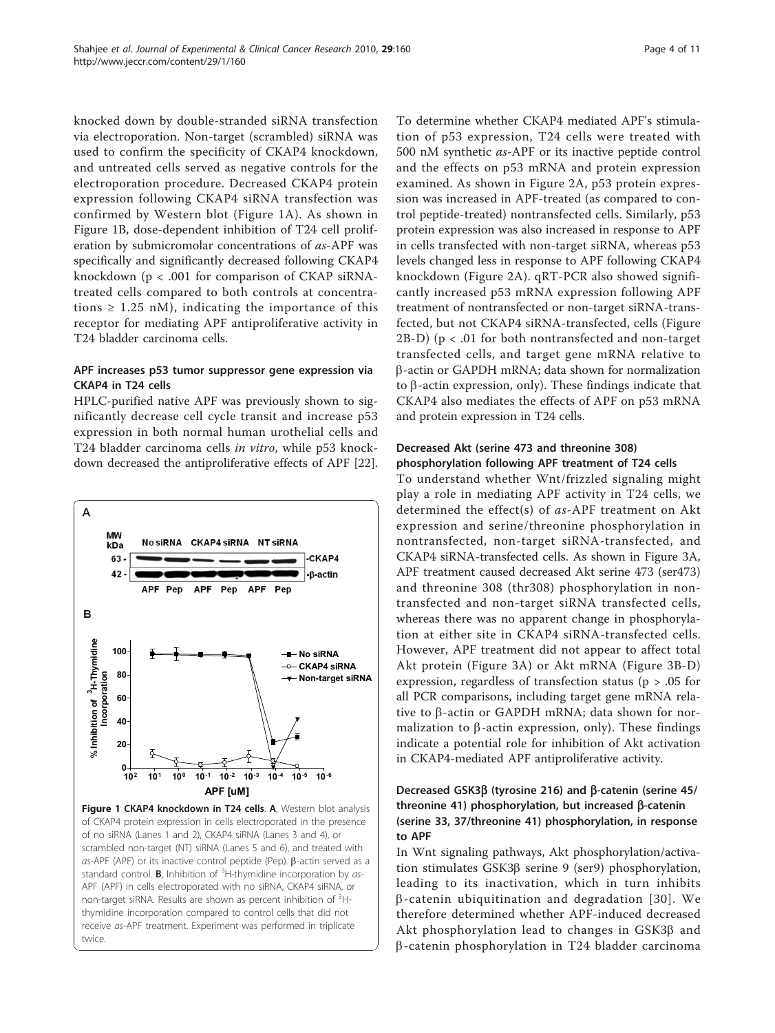knocked down by double-stranded siRNA transfection via electroporation. Non-target (scrambled) siRNA was used to confirm the specificity of CKAP4 knockdown, and untreated cells served as negative controls for the electroporation procedure. Decreased CKAP4 protein expression following CKAP4 siRNA transfection was confirmed by Western blot (Figure 1A). As shown in Figure 1B, dose-dependent inhibition of T24 cell proliferation by submicromolar concentrations of *as*-APF was specifically and significantly decreased following CKAP4 knockdown ($p < .001$ for comparison of CKAP siRNA-treated cells compared to both controls at concentrations $\geq 1.25$ nM), indicating the importance of this receptor for mediating APF antiproliferative activity in T24 bladder carcinoma cells.

### APF increases p53 tumor suppressor gene expression via CKAP4 in T24 cells

HPLC-purified native APF was previously shown to significantly decrease cell cycle transit and increase p53 expression in both normal human urothelial cells and T24 bladder carcinoma cells *in vitro*, while p53 knockdown decreased the antiproliferative effects of APF [22].

**Figure 1 CKAP4 knockdown in T24 cells**. **A**, Western blot analysis of CKAP4 protein expression in cells electroporated in the presence of no siRNA (Lanes 1 and 2), CKAP4 siRNA (Lanes 3 and 4), or scrambled non-target (NT) siRNA (Lanes 5 and 6), and treated with *as*-APF (APF) or its inactive control peptide (Pep). β-actin served as a standard control. **B**, Inhibition of $^3$H-thymidine incorporation by *as*-APF (APF) in cells electroporated with no siRNA, CKAP4 siRNA, or non-target siRNA. Results are shown as percent inhibition of $^3$H-thymidine incorporation compared to control cells that did not receive *as*-APF treatment. Experiment was performed in triplicate twice.

To determine whether CKAP4 mediated APF's stimulation of p53 expression, T24 cells were treated with 500 nM synthetic *as*-APF or its inactive peptide control and the effects on p53 mRNA and protein expression examined. As shown in Figure 2A, p53 protein expression was increased in APF-treated (as compared to control peptide-treated) nontransfected cells. Similarly, p53 protein expression was also increased in response to APF in cells transfected with non-target siRNA, whereas p53 levels changed less in response to APF following CKAP4 knockdown (Figure 2A). qRT-PCR also showed significantly increased p53 mRNA expression following APF treatment of nontransfected or non-target siRNA-transfected, but not CKAP4 siRNA-transfected, cells (Figure 2B-D) ($p < .01$ for both nontransfected and non-target transfected cells, and target gene mRNA relative to β-actin or GAPDH mRNA; data shown for normalization to β-actin expression, only). These findings indicate that CKAP4 also mediates the effects of APF on p53 mRNA and protein expression in T24 cells.

### Decreased Akt (serine 473 and threonine 308) phosphorylation following APF treatment of T24 cells

To understand whether Wnt/frizzled signaling might play a role in mediating APF activity in T24 cells, we determined the effect(s) of *as*-APF treatment on Akt expression and serine/threonine phosphorylation in nontransfected, non-target siRNA-transfected, and CKAP4 siRNA-transfected cells. As shown in Figure 3A, APF treatment caused decreased Akt serine 473 (ser473) and threonine 308 (thr308) phosphorylation in nontransfected and non-target siRNA transfected cells, whereas there was no apparent change in phosphorylation at either site in CKAP4 siRNA-transfected cells. However, APF treatment did not appear to affect total Akt protein (Figure 3A) or Akt mRNA (Figure 3B-D) expression, regardless of transfection status ($p > .05$ for all PCR comparisons, including target gene mRNA relative to β-actin or GAPDH mRNA; data shown for normalization to β-actin expression, only). These findings indicate a potential role for inhibition of Akt activation in CKAP4-mediated APF antiproliferative activity.

### Decreased GSK3β (tyrosine 216) and β-catenin (serine 45/threonine 41) phosphorylation, but increased β-catenin (serine 33, 37/threonine 41) phosphorylation, in response to APF

In Wnt signaling pathways, Akt phosphorylation/activation stimulates GSK3β serine 9 (ser9) phosphorylation, leading to its inactivation, which in turn inhibits β-catenin ubiquitination and degradation [30]. We therefore determined whether APF-induced decreased Akt phosphorylation lead to changes in GSK3β and β-catenin phosphorylation in T24 bladder carcinoma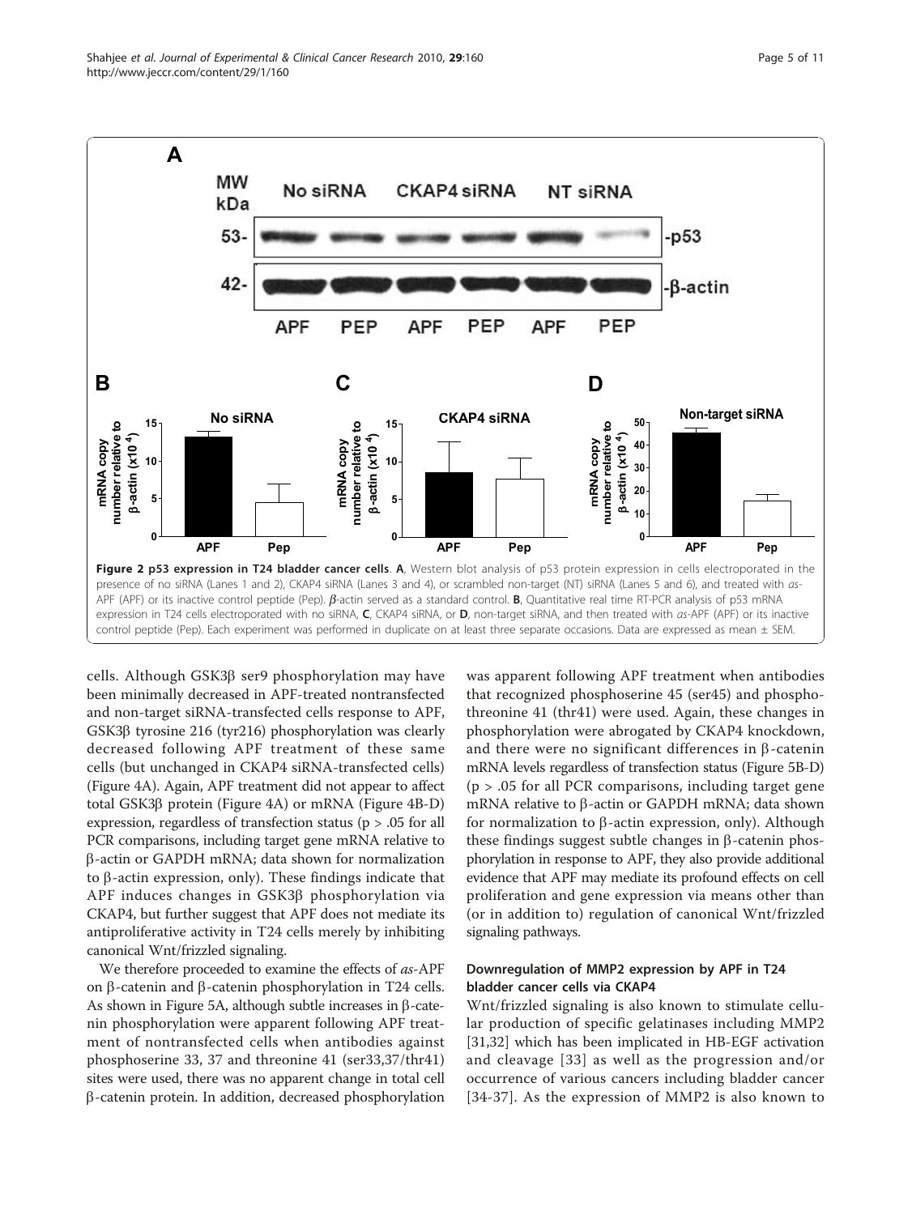**Figure 2 p53 expression in T24 bladder cancer cells**. **A**, Western blot analysis of p53 protein expression in cells electroporated in the presence of no siRNA (Lanes 1 and 2), CKAP4 siRNA (Lanes 3 and 4), or scrambled non-target (NT) siRNA (Lanes 5 and 6), and treated with *as*-APF (APF) or its inactive control peptide (Pep). *β*-actin served as a standard control. **B**, Quantitative real time RT-PCR analysis of p53 mRNA expression in T24 cells electroporated with no siRNA, **C**, CKAP4 siRNA, or **D**, non-target siRNA, and then treated with *as*-APF (APF) or its inactive control peptide (Pep). Each experiment was performed in duplicate on at least three separate occasions. Data are expressed as mean ± SEM.

cells. Although GSK3β ser9 phosphorylation may have been minimally decreased in APF-treated nontransfected and non-target siRNA-transfected cells response to APF, GSK3β tyrosine 216 (tyr216) phosphorylation was clearly decreased following APF treatment of these same cells (but unchanged in CKAP4 siRNA-transfected cells) (Figure 4A). Again, APF treatment did not appear to affect total GSK3β protein (Figure 4A) or mRNA (Figure 4B-D) expression, regardless of transfection status ($p > .05$ for all PCR comparisons, including target gene mRNA relative to β-actin or GAPDH mRNA; data shown for normalization to β-actin expression, only). These findings indicate that APF induces changes in GSK3β phosphorylation via CKAP4, but further suggest that APF does not mediate its antiproliferative activity in T24 cells merely by inhibiting canonical Wnt/frizzled signaling.

We therefore proceeded to examine the effects of *as*-APF on β-catenin and β-catenin phosphorylation in T24 cells. As shown in Figure 5A, although subtle increases in β-catenin phosphorylation were apparent following APF treatment of nontransfected cells when antibodies against phosphoserine 33, 37 and threonine 41 (ser33,37/thr41) sites were used, there was no apparent change in total cell β-catenin protein. In addition, decreased phosphorylation was apparent following APF treatment when antibodies that recognized phosphoserine 45 (ser45) and phosphothreonine 41 (thr41) were used. Again, these changes in phosphorylation were abrogated by CKAP4 knockdown, and there were no significant differences in β-catenin mRNA levels regardless of transfection status (Figure 5B-D) ($p > .05$ for all PCR comparisons, including target gene mRNA relative to β-actin or GAPDH mRNA; data shown for normalization to β-actin expression, only). Although these findings suggest subtle changes in β-catenin phosphorylation in response to APF, they also provide additional evidence that APF may mediate its profound effects on cell proliferation and gene expression via means other than (or in addition to) regulation of canonical Wnt/frizzled signaling pathways.

### Downregulation of MMP2 expression by APF in T24 bladder cancer cells via CKAP4

Wnt/frizzled signaling is also known to stimulate cellular production of specific gelatinases including MMP2 [31,32] which has been implicated in HB-EGF activation and cleavage [33] as well as the progression and/or occurrence of various cancers including bladder cancer [34-37]. As the expression of MMP2 is also known to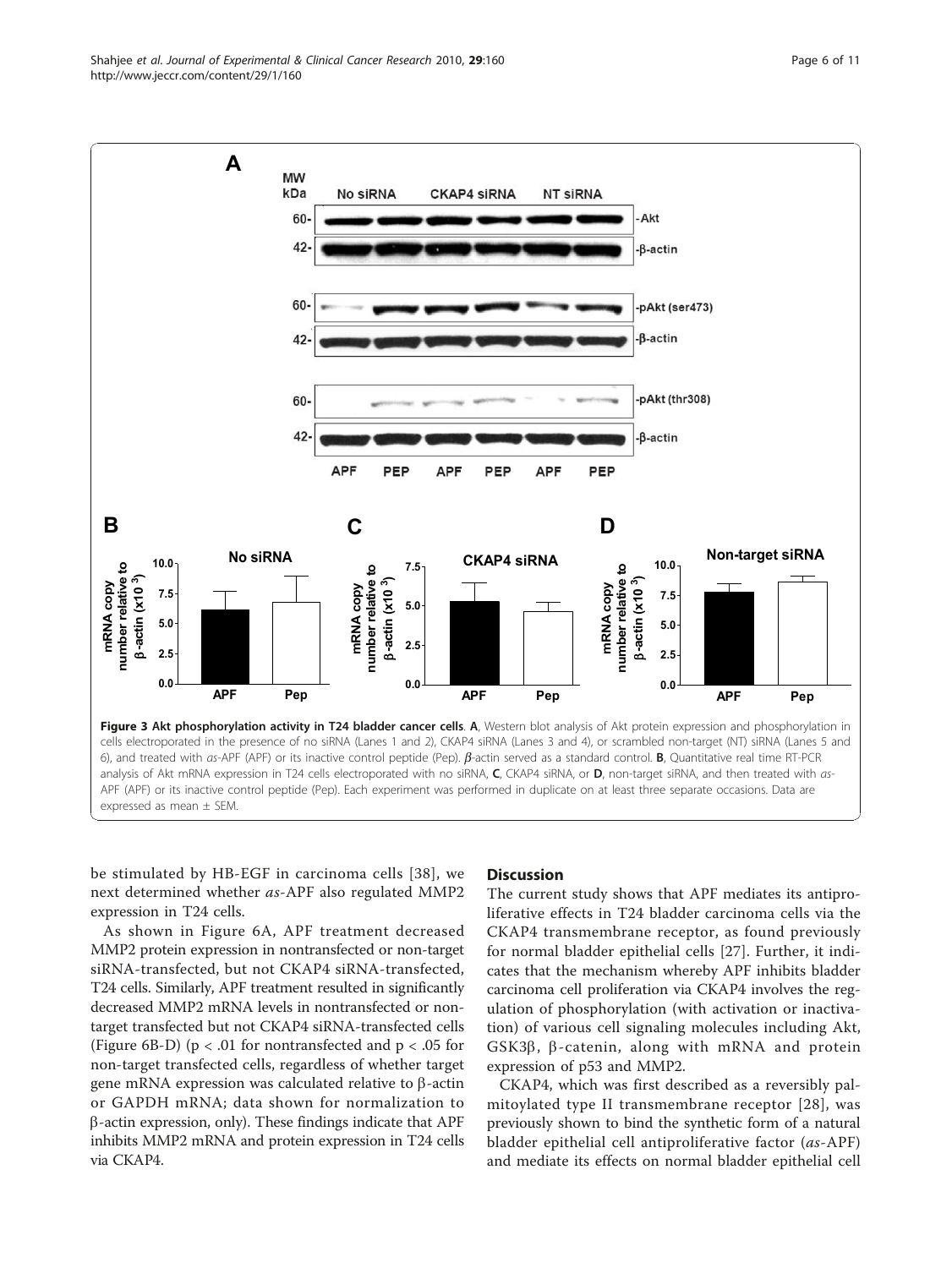**Figure 3 Akt phosphorylation activity in T24 bladder cancer cells**. **A**, Western blot analysis of Akt protein expression and phosphorylation in cells electroporated in the presence of no siRNA (Lanes 1 and 2), CKAP4 siRNA (Lanes 3 and 4), or scrambled non-target (NT) siRNA (Lanes 5 and 6), and treated with *as*-APF (APF) or its inactive control peptide (Pep). β-actin served as a standard control. **B**, Quantitative real time RT-PCR analysis of Akt mRNA expression in T24 cells electroporated with no siRNA, **C**, CKAP4 siRNA, or **D**, non-target siRNA, and then treated with *as*-APF (APF) or its inactive control peptide (Pep). Each experiment was performed in duplicate on at least three separate occasions. Data are expressed as mean ± SEM.

be stimulated by HB-EGF in carcinoma cells [38], we next determined whether *as*-APF also regulated MMP2 expression in T24 cells.

As shown in Figure 6A, APF treatment decreased MMP2 protein expression in nontransfected or non-target siRNA-transfected, but not CKAP4 siRNA-transfected, T24 cells. Similarly, APF treatment resulted in significantly decreased MMP2 mRNA levels in nontransfected or non-target transfected but not CKAP4 siRNA-transfected cells (Figure 6B-D) ($p < .01$ for nontransfected and $p < .05$ for non-target transfected cells, regardless of whether target gene mRNA expression was calculated relative to β-actin or GAPDH mRNA; data shown for normalization to β-actin expression, only). These findings indicate that APF inhibits MMP2 mRNA and protein expression in T24 cells via CKAP4.

## Discussion

The current study shows that APF mediates its antiproliferative effects in T24 bladder carcinoma cells via the CKAP4 transmembrane receptor, as found previously for normal bladder epithelial cells [27]. Further, it indicates that the mechanism whereby APF inhibits bladder carcinoma cell proliferation via CKAP4 involves the regulation of phosphorylation (with activation or inactivation) of various cell signaling molecules including Akt, GSK3β, β-catenin, along with mRNA and protein expression of p53 and MMP2.

CKAP4, which was first described as a reversibly palmitoylated type II transmembrane receptor [28], was previously shown to bind the synthetic form of a natural bladder epithelial cell antiproliferative factor (*as*-APF) and mediate its effects on normal bladder epithelial cell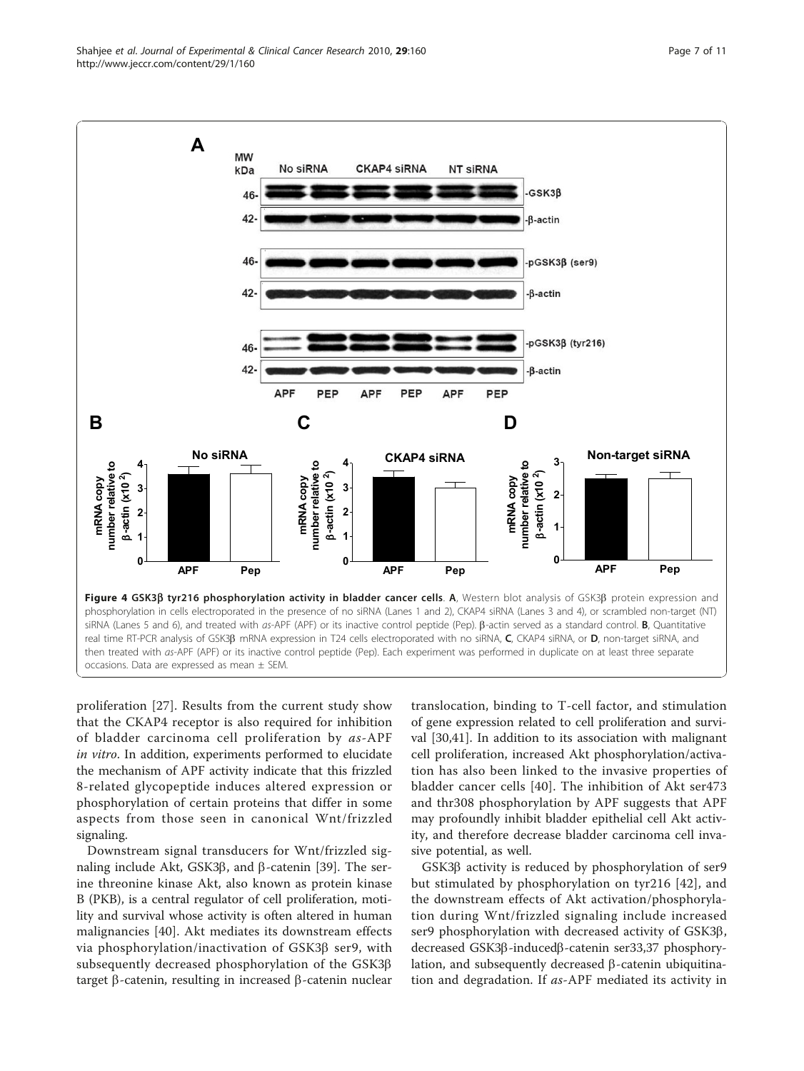**Figure 4 GSK3β tyr216 phosphorylation activity in bladder cancer cells**. **A**, Western blot analysis of GSK3β protein expression and phosphorylation in cells electroporated in the presence of no siRNA (Lanes 1 and 2), CKAP4 siRNA (Lanes 3 and 4), or scrambled non-target (NT) siRNA (Lanes 5 and 6), and treated with *as*-APF (APF) or its inactive control peptide (Pep). β-actin served as a standard control. **B**, Quantitative real time RT-PCR analysis of GSK3β mRNA expression in T24 cells electroporated with no siRNA, **C**, CKAP4 siRNA, or **D**, non-target siRNA, and then treated with *as*-APF (APF) or its inactive control peptide (Pep). Each experiment was performed in duplicate on at least three separate occasions. Data are expressed as mean ± SEM.

proliferation [27]. Results from the current study show that the CKAP4 receptor is also required for inhibition of bladder carcinoma cell proliferation by *as*-APF *in vitro*. In addition, experiments performed to elucidate the mechanism of APF activity indicate that this frizzled 8-related glycopeptide induces altered expression or phosphorylation of certain proteins that differ in some aspects from those seen in canonical Wnt/frizzled signaling.

Downstream signal transducers for Wnt/frizzled signaling include Akt, GSK3β, and β-catenin [39]. The serine threonine kinase Akt, also known as protein kinase B (PKB), is a central regulator of cell proliferation, motility and survival whose activity is often altered in human malignancies [40]. Akt mediates its downstream effects via phosphorylation/inactivation of GSK3β ser9, with subsequently decreased phosphorylation of the GSK3β target β-catenin, resulting in increased β-catenin nuclear translocation, binding to T-cell factor, and stimulation of gene expression related to cell proliferation and survival [30,41]. In addition to its association with malignant cell proliferation, increased Akt phosphorylation/activation has also been linked to the invasive properties of bladder cancer cells [40]. The inhibition of Akt ser473 and thr308 phosphorylation by APF suggests that APF may profoundly inhibit bladder epithelial cell Akt activity, and therefore decrease bladder carcinoma cell invasive potential, as well.

GSK3β activity is reduced by phosphorylation of ser9 but stimulated by phosphorylation on tyr216 [42], and the downstream effects of Akt activation/phosphorylation during Wnt/frizzled signaling include increased ser9 phosphorylation with decreased activity of GSK3β, decreased GSK3β-inducedβ-catenin ser33,37 phosphorylation, and subsequently decreased β-catenin ubiquitination and degradation. If *as*-APF mediated its activity in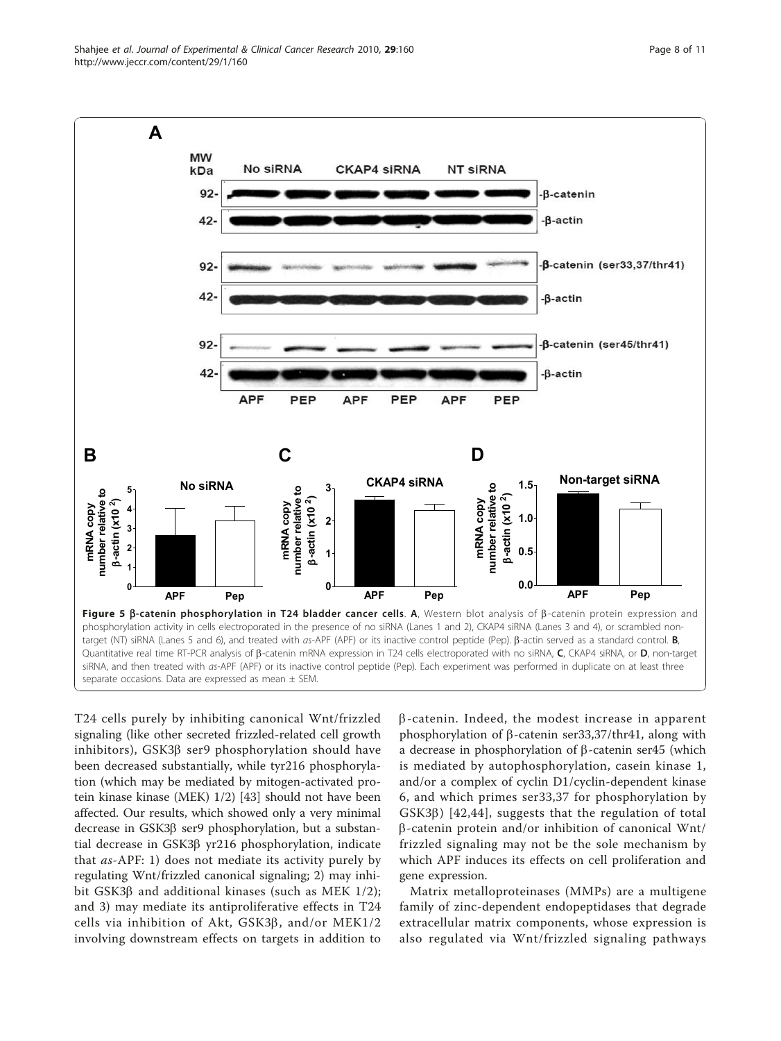**Figure 5 β-catenin phosphorylation in T24 bladder cancer cells**. **A**, Western blot analysis of β-catenin protein expression and phosphorylation activity in cells electroporated in the presence of no siRNA (Lanes 1 and 2), CKAP4 siRNA (Lanes 3 and 4), or scrambled non-target (NT) siRNA (Lanes 5 and 6), and treated with *as*-APF (APF) or its inactive control peptide (Pep). β-actin served as a standard control. **B**, Quantitative real time RT-PCR analysis of β-catenin mRNA expression in T24 cells electroporated with no siRNA, **C**, CKAP4 siRNA, or **D**, non-target siRNA, and then treated with *as*-APF (APF) or its inactive control peptide (Pep). Each experiment was performed in duplicate on at least three separate occasions. Data are expressed as mean ± SEM.

T24 cells purely by inhibiting canonical Wnt/frizzled signaling (like other secreted frizzled-related cell growth inhibitors), GSK3β ser9 phosphorylation should have been decreased substantially, while tyr216 phosphorylation (which may be mediated by mitogen-activated protein kinase kinase (MEK) 1/2) [43] should not have been affected. Our results, which showed only a very minimal decrease in GSK3β ser9 phosphorylation, but a substantial decrease in GSK3β yr216 phosphorylation, indicate that *as*-APF: 1) does not mediate its activity purely by regulating Wnt/frizzled canonical signaling; 2) may inhibit GSK3β and additional kinases (such as MEK 1/2); and 3) may mediate its antiproliferative effects in T24 cells via inhibition of Akt, GSK3β, and/or MEK1/2 involving downstream effects on targets in addition to β-catenin. Indeed, the modest increase in apparent phosphorylation of β-catenin ser33,37/thr41, along with a decrease in phosphorylation of β-catenin ser45 (which is mediated by autophosphorylation, casein kinase 1, and/or a complex of cyclin D1/cyclin-dependent kinase 6, and which primes ser33,37 for phosphorylation by GSK3β) [42,44], suggests that the regulation of total β-catenin protein and/or inhibition of canonical Wnt/frizzled signaling may not be the sole mechanism by which APF induces its effects on cell proliferation and gene expression.

Matrix metalloproteinases (MMPs) are a multigene family of zinc-dependent endopeptidases that degrade extracellular matrix components, whose expression is also regulated via Wnt/frizzled signaling pathways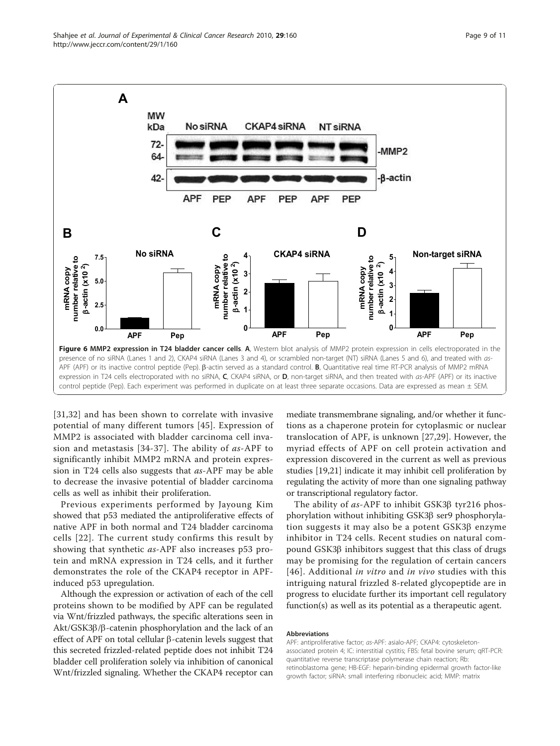**Figure 6 MMP2 expression in T24 bladder cancer cells**. **A**, Western blot analysis of MMP2 protein expression in cells electroporated in the presence of no siRNA (Lanes 1 and 2), CKAP4 siRNA (Lanes 3 and 4), or scrambled non-target (NT) siRNA (Lanes 5 and 6), and treated with *as*-APF (APF) or its inactive control peptide (Pep). β-actin served as a standard control. **B**, Quantitative real time RT-PCR analysis of MMP2 mRNA expression in T24 cells electroporated with no siRNA, **C**, CKAP4 siRNA, or **D**, non-target siRNA, and then treated with *as*-APF (APF) or its inactive control peptide (Pep). Each experiment was performed in duplicate on at least three separate occasions. Data are expressed as mean ± SEM.

[31,32] and has been shown to correlate with invasive potential of many different tumors [45]. Expression of MMP2 is associated with bladder carcinoma cell invasion and metastasis [34-37]. The ability of *as*-APF to significantly inhibit MMP2 mRNA and protein expression in T24 cells also suggests that *as*-APF may be able to decrease the invasive potential of bladder carcinoma cells as well as inhibit their proliferation.

Previous experiments performed by Jayoung Kim showed that p53 mediated the antiproliferative effects of native APF in both normal and T24 bladder carcinoma cells [22]. The current study confirms this result by showing that synthetic *as*-APF also increases p53 protein and mRNA expression in T24 cells, and it further demonstrates the role of the CKAP4 receptor in APF-induced p53 upregulation.

Although the expression or activation of each of the cell proteins shown to be modified by APF can be regulated via Wnt/frizzled pathways, the specific alterations seen in Akt/GSK3β/β-catenin phosphorylation and the lack of an effect of APF on total cellular β-catenin levels suggest that this secreted frizzled-related peptide does not inhibit T24 bladder cell proliferation solely via inhibition of canonical Wnt/frizzled signaling. Whether the CKAP4 receptor can mediate transmembrane signaling, and/or whether it functions as a chaperone protein for cytoplasmic or nuclear translocation of APF, is unknown [27,29]. However, the myriad effects of APF on cell protein activation and expression discovered in the current as well as previous studies [19,21] indicate it may inhibit cell proliferation by regulating the activity of more than one signaling pathway or transcriptional regulatory factor.

The ability of *as*-APF to inhibit GSK3β tyr216 phosphorylation without inhibiting GSK3β ser9 phosphorylation suggests it may also be a potent GSK3β enzyme inhibitor in T24 cells. Recent studies on natural compound GSK3β inhibitors suggest that this class of drugs may be promising for the regulation of certain cancers [46]. Additional *in vitro* and *in vivo* studies with this intriguing natural frizzled 8-related glycopeptide are in progress to elucidate further its important cell regulatory function(s) as well as its potential as a therapeutic agent.

#### Abbreviations

APF: antiproliferative factor; *as*-APF: asialo-APF; CKAP4: cytoskeleton-associated protein 4; IC: interstitial cystitis; FBS: fetal bovine serum; qRT-PCR: quantitative reverse transcriptase polymerase chain reaction; Rb: retinoblastoma gene; HB-EGF: heparin-binding epidermal growth factor-like growth factor; siRNA: small interfering ribonucleic acid; MMP: matrix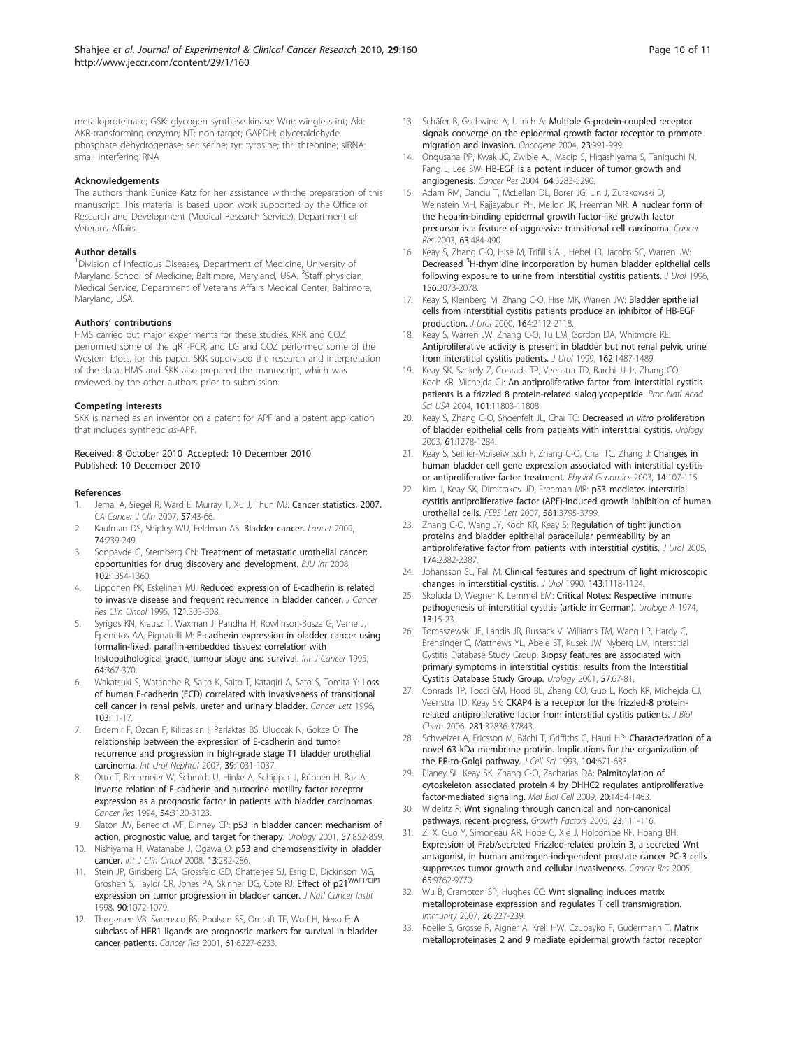metalloproteinase; GSK: glycogen synthase kinase; Wnt: wingless-int; Akt: AKR-transforming enzyme; NT: non-target; GAPDH: glyceraldehyde phosphate dehydrogenase; ser: serine; tyr: tyrosine; thr: threonine; siRNA: small interfering RNA

#### Acknowledgements

The authors thank Eunice Katz for her assistance with the preparation of this manuscript. This material is based upon work supported by the Office of Research and Development (Medical Research Service), Department of Veterans Affairs.

#### Author details

[1]Division of Infectious Diseases, Department of Medicine, University of Maryland School of Medicine, Baltimore, Maryland, USA. [2]Staff physician, Medical Service, Department of Veterans Affairs Medical Center, Baltimore, Maryland, USA.

#### Authors' contributions

HMS carried out major experiments for these studies. KRK and COZ performed some of the qRT-PCR, and LG and COZ performed some of the Western blots, for this paper. SKK supervised the research and interpretation of the data. HMS and SKK also prepared the manuscript, which was reviewed by the other authors prior to submission.

#### Competing interests

SKK is named as an inventor on a patent for APF and a patent application that includes synthetic *as*-APF.

Received: 8 October 2010 Accepted: 10 December 2010
Published: 10 December 2010

#### References

1. Jemal A, Siegel R, Ward E, Murray T, Xu J, Thun MJ: **Cancer statistics, 2007.** *CA Cancer J Clin* 2007, **57**:43-66.
2. Kaufman DS, Shipley WU, Feldman AS: **Bladder cancer.** *Lancet* 2009, **74**:239-249.
3. Sonpavde G, Sternberg CN: **Treatment of metastatic urothelial cancer: opportunities for drug discovery and development.** *BJU Int* 2008, **102**:1354-1360.
4. Lipponen PK, Eskelinen MJ: **Reduced expression of E-cadherin is related to invasive disease and frequent recurrence in bladder cancer.** *J Cancer Res Clin Oncol* 1995, **121**:303-308.
5. Syrigos KN, Krausz T, Waxman J, Pandha H, Rowlinson-Busza G, Verne J, Epenetos AA, Pignatelli M: **E-cadherin expression in bladder cancer using formalin-fixed, paraffin-embedded tissues: correlation with histopathological grade, tumour stage and survival.** *Int J Cancer* 1995, **64**:367-370.
6. Wakatsuki S, Watanabe R, Saito K, Saito T, Katagiri A, Sato S, Tomita Y: **Loss of human E-cadherin (ECD) correlated with invasiveness of transitional cell cancer in renal pelvis, ureter and urinary bladder.** *Cancer Lett* 1996, **103**:11-17.
7. Erdemir F, Ozcan F, Kilicaslan I, Parlaktas BS, Uluocak N, Gokce O: **The relationship between the expression of E-cadherin and tumor recurrence and progression in high-grade stage T1 bladder urothelial carcinoma.** *Int Urol Nephrol* 2007, **39**:1031-1037.
8. Otto T, Birchmeier W, Schmidt U, Hinke A, Schipper J, Rübben H, Raz A: **Inverse relation of E-cadherin and autocrine motility factor receptor expression as a prognostic factor in patients with bladder carcinomas.** *Cancer Res* 1994, **54**:3120-3123.
9. Slaton JW, Benedict WF, Dinney CP: **p53 in bladder cancer: mechanism of action, prognostic value, and target for therapy.** *Urology* 2001, **57**:852-859.
10. Nishiyama H, Watanabe J, Ogawa O: **p53 and chemosensitivity in bladder cancer.** *Int J Clin Oncol* 2008, **13**:282-286.
11. Stein JP, Ginsberg DA, Grossfeld GD, Chatterjee SJ, Esrig D, Dickinson MG, Groshen S, Taylor CR, Jones PA, Skinner DG, Cote RJ: **Effect of p21$^{WAF1/CIP1}$ expression on tumor progression in bladder cancer.** *J Natl Cancer Instit* 1998, **90**:1072-1079.
12. Thøgersen VB, Sørensen BS, Poulsen SS, Orntoft TF, Wolf H, Nexo E: **A subclass of HER1 ligands are prognostic markers for survival in bladder cancer patients.** *Cancer Res* 2001, **61**:6227-6233.
13. Schäfer B, Gschwind A, Ullrich A: **Multiple G-protein-coupled receptor signals converge on the epidermal growth factor receptor to promote migration and invasion.** *Oncogene* 2004, **23**:991-999.
14. Ongusaha PP, Kwak JC, Zwible AJ, Macip S, Higashiyama S, Taniguchi N, Fang L, Lee SW: **HB-EGF is a potent inducer of tumor growth and angiogenesis.** *Cancer Res* 2004, **64**:5283-5290.
15. Adam RM, Danciu T, McLellan DL, Borer JG, Lin J, Zurakowski D, Weinstein MH, Rajjayabun PH, Mellon JK, Freeman MR: **A nuclear form of the heparin-binding epidermal growth factor-like growth factor precursor is a feature of aggressive transitional cell carcinoma.** *Cancer Res* 2003, **63**:484-490.
16. Keay S, Zhang C-O, Hise M, Trifillis AL, Hebel JR, Jacobs SC, Warren JW: **Decreased $^{3}$H-thymidine incorporation by human bladder epithelial cells following exposure to urine from interstitial cystitis patients.** *J Urol* 1996, **156**:2073-2078.
17. Keay S, Kleinberg M, Zhang C-O, Hise MK, Warren JW: **Bladder epithelial cells from interstitial cystitis patients produce an inhibitor of HB-EGF production.** *J Urol* 2000, **164**:2112-2118.
18. Keay S, Warren JW, Zhang C-O, Tu LM, Gordon DA, Whitmore KE: **Antiproliferative activity is present in bladder but not renal pelvic urine from interstitial cystitis patients.** *J Urol* 1999, **162**:1487-1489.
19. Keay SK, Szekely Z, Conrads TP, Veenstra TD, Barchi JJ Jr, Zhang CO, Koch KR, Michejda CJ: **An antiproliferative factor from interstitial cystitis patients is a frizzled 8 protein-related sialoglycopeptide.** *Proc Natl Acad Sci USA* 2004, **101**:11803-11808.
20. Keay S, Zhang C-O, Shoenfelt JL, Chai TC: **Decreased *in vitro* proliferation of bladder epithelial cells from patients with interstitial cystitis.** *Urology* 2003, **61**:1278-1284.
21. Keay S, Seillier-Moiseiwitsch F, Zhang C-O, Chai TC, Zhang J: **Changes in human bladder cell gene expression associated with interstitial cystitis or antiproliferative factor treatment.** *Physiol Genomics* 2003, **14**:107-115.
22. Kim J, Keay SK, Dimitrakov JD, Freeman MR: **p53 mediates interstitial cystitis antiproliferative factor (APF)-induced growth inhibition of human urothelial cells.** *FEBS Lett* 2007, **581**:3795-3799.
23. Zhang C-O, Wang JY, Koch KR, Keay S: **Regulation of tight junction proteins and bladder epithelial paracellular permeability by an antiproliferative factor from patients with interstitial cystitis.** *J Urol* 2005, **174**:2382-2387.
24. Johansson SL, Fall M: **Clinical features and spectrum of light microscopic changes in interstitial cystitis.** *J Urol* 1990, **143**:1118-1124.
25. Skoluda D, Wegner K, Lemmel EM: **Critical Notes: Respective immune pathogenesis of interstitial cystitis (article in German).** *Urologe A* 1974, **13**:15-23.
26. Tomaszewski JE, Landis JR, Russack V, Williams TM, Wang LP, Hardy C, Brensinger C, Matthews YL, Abele ST, Kusek JW, Nyberg LM, Interstitial Cystitis Database Study Group: **Biopsy features are associated with primary symptoms in interstitial cystitis: results from the Interstitial Cystitis Database Study Group.** *Urology* 2001, **57**:67-81.
27. Conrads TP, Tocci GM, Hood BL, Zhang CO, Guo L, Koch KR, Michejda CJ, Veenstra TD, Keay SK: **CKAP4 is a receptor for the frizzled-8 protein-related antiproliferative factor from interstitial cystitis patients.** *J Biol Chem* 2006, **281**:37836-37843.
28. Schweizer A, Ericsson M, Bächi T, Griffiths G, Hauri HP: **Characterization of a novel 63 kDa membrane protein. Implications for the organization of the ER-to-Golgi pathway.** *J Cell Sci* 1993, **104**:671-683.
29. Planey SL, Keay SK, Zhang C-O, Zacharias DA: **Palmitoylation of cytoskeleton associated protein 4 by DHHC2 regulates antiproliferative factor-mediated signaling.** *Mol Biol Cell* 2009, **20**:1454-1463.
30. Widelitz R: **Wnt signaling through canonical and non-canonical pathways: recent progress.** *Growth Factors* 2005, **23**:111-116.
31. Zi X, Guo Y, Simoneau AR, Hope C, Xie J, Holcombe RF, Hoang BH: **Expression of Frzb/secreted Frizzled-related protein 3, a secreted Wnt antagonist, in human androgen-independent prostate cancer PC-3 cells suppresses tumor growth and cellular invasiveness.** *Cancer Res* 2005, **65**:9762-9770.
32. Wu B, Crampton SP, Hughes CC: **Wnt signaling induces matrix metalloproteinase expression and regulates T cell transmigration.** *Immunity* 2007, **26**:227-239.
33. Roelle S, Grosse R, Aigner A, Krell HW, Czubayko F, Gudermann T: **Matrix metalloproteinases 2 and 9 mediate epidermal growth factor receptor**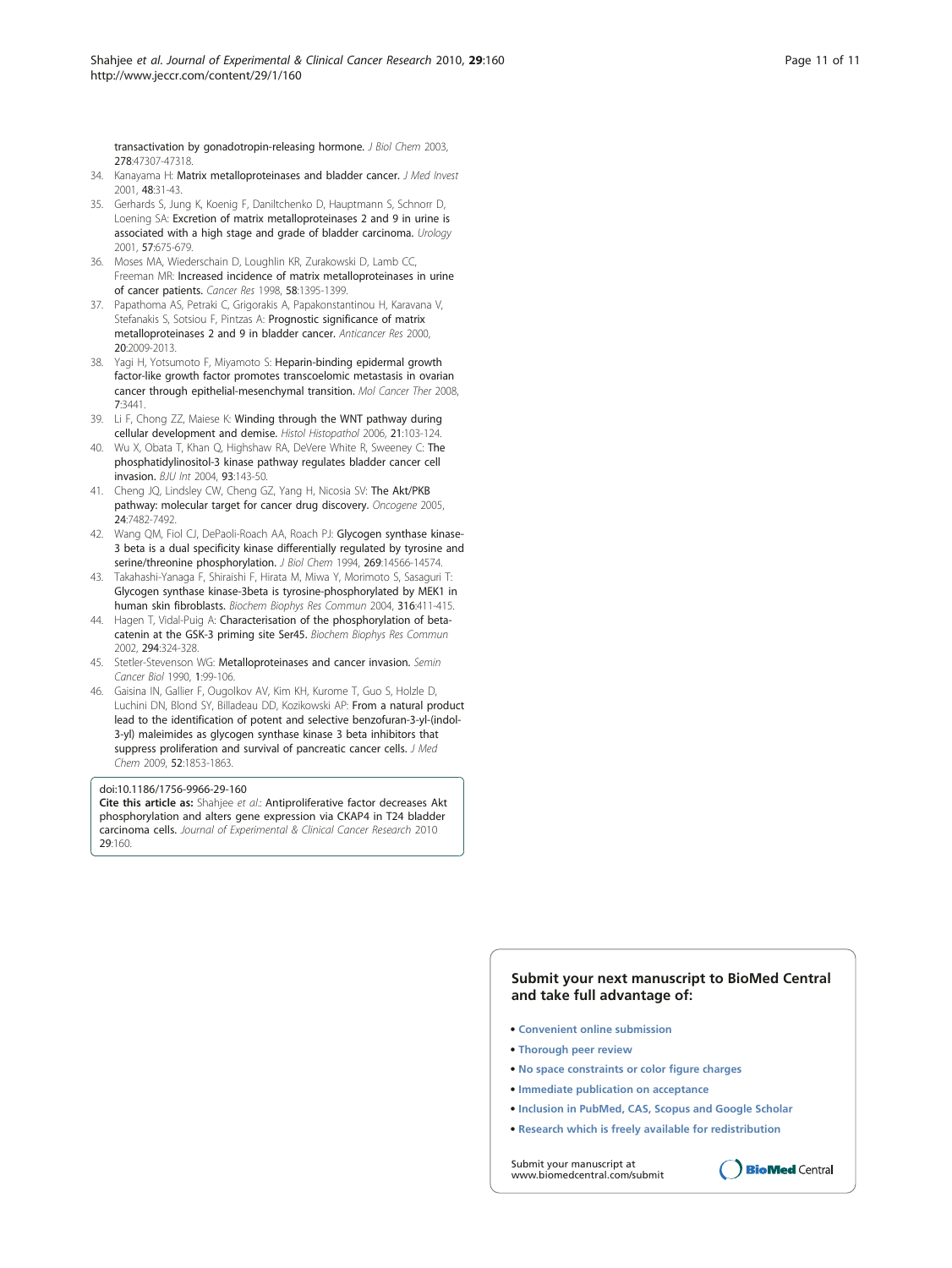transactivation by gonadotropin-releasing hormone. *J Biol Chem* 2003, **278**:47307-47318.

34. Kanayama H: Matrix metalloproteinases and bladder cancer. *J Med Invest* 2001, **48**:31-43.
35. Gerhards S, Jung K, Koenig F, Daniltchenko D, Hauptmann S, Schnorr D, Loening SA: Excretion of matrix metalloproteinases 2 and 9 in urine is associated with a high stage and grade of bladder carcinoma. *Urology* 2001, **57**:675-679.
36. Moses MA, Wiederschain D, Loughlin KR, Zurakowski D, Lamb CC, Freeman MR: Increased incidence of matrix metalloproteinases in urine of cancer patients. *Cancer Res* 1998, **58**:1395-1399.
37. Papathoma AS, Petraki C, Grigorakis A, Papakonstantinou H, Karavana V, Stefanakis S, Sotsiou F, Pintzas A: Prognostic significance of matrix metalloproteinases 2 and 9 in bladder cancer. *Anticancer Res* 2000, **20**:2009-2013.
38. Yagi H, Yotsumoto F, Miyamoto S: Heparin-binding epidermal growth factor-like growth factor promotes transcoelomic metastasis in ovarian cancer through epithelial-mesenchymal transition. *Mol Cancer Ther* 2008, **7**:3441.
39. Li F, Chong ZZ, Maiese K: Winding through the WNT pathway during cellular development and demise. *Histol Histopathol* 2006, **21**:103-124.
40. Wu X, Obata T, Khan Q, Highshaw RA, DeVere White R, Sweeney C: The phosphatidylinositol-3 kinase pathway regulates bladder cancer cell invasion. *BJU Int* 2004, **93**:143-50.
41. Cheng JQ, Lindsley CW, Cheng GZ, Yang H, Nicosia SV: The Akt/PKB pathway: molecular target for cancer drug discovery. *Oncogene* 2005, **24**:7482-7492.
42. Wang QM, Fiol CJ, DePaoli-Roach AA, Roach PJ: Glycogen synthase kinase-3 beta is a dual specificity kinase differentially regulated by tyrosine and serine/threonine phosphorylation. *J Biol Chem* 1994, **269**:14566-14574.
43. Takahashi-Yanaga F, Shiraishi F, Hirata M, Miwa Y, Morimoto S, Sasaguri T: Glycogen synthase kinase-3beta is tyrosine-phosphorylated by MEK1 in human skin fibroblasts. *Biochem Biophys Res Commun* 2004, **316**:411-415.
44. Hagen T, Vidal-Puig A: Characterisation of the phosphorylation of beta-catenin at the GSK-3 priming site Ser45. *Biochem Biophys Res Commun* 2002, **294**:324-328.
45. Stetler-Stevenson WG: Metalloproteinases and cancer invasion. *Semin Cancer Biol* 1990, **1**:99-106.
46. Gaisina IN, Gallier F, Ougolkov AV, Kim KH, Kurome T, Guo S, Holzle D, Luchini DN, Blond SY, Billadeau DD, Kozikowski AP: From a natural product lead to the identification of potent and selective benzofuran-3-yl-(indol-3-yl) maleimides as glycogen synthase kinase 3 beta inhibitors that suppress proliferation and survival of pancreatic cancer cells. *J Med Chem* 2009, **52**:1853-1863.

doi:10.1186/1756-9966-29-160

**Cite this article as:** Shahjee *et al.*: Antiproliferative factor decreases Akt phosphorylation and alters gene expression via CKAP4 in T24 bladder carcinoma cells. *Journal of Experimental & Clinical Cancer Research* 2010 **29**:160.

**Submit your next manuscript to BioMed Central and take full advantage of:**

- Convenient online submission
- Thorough peer review
- No space constraints or color figure charges
- Immediate publication on acceptance
- Inclusion in PubMed, CAS, Scopus and Google Scholar
- Research which is freely available for redistribution

Submit your manuscript at www.biomedcentral.com/submit

BioMed Central